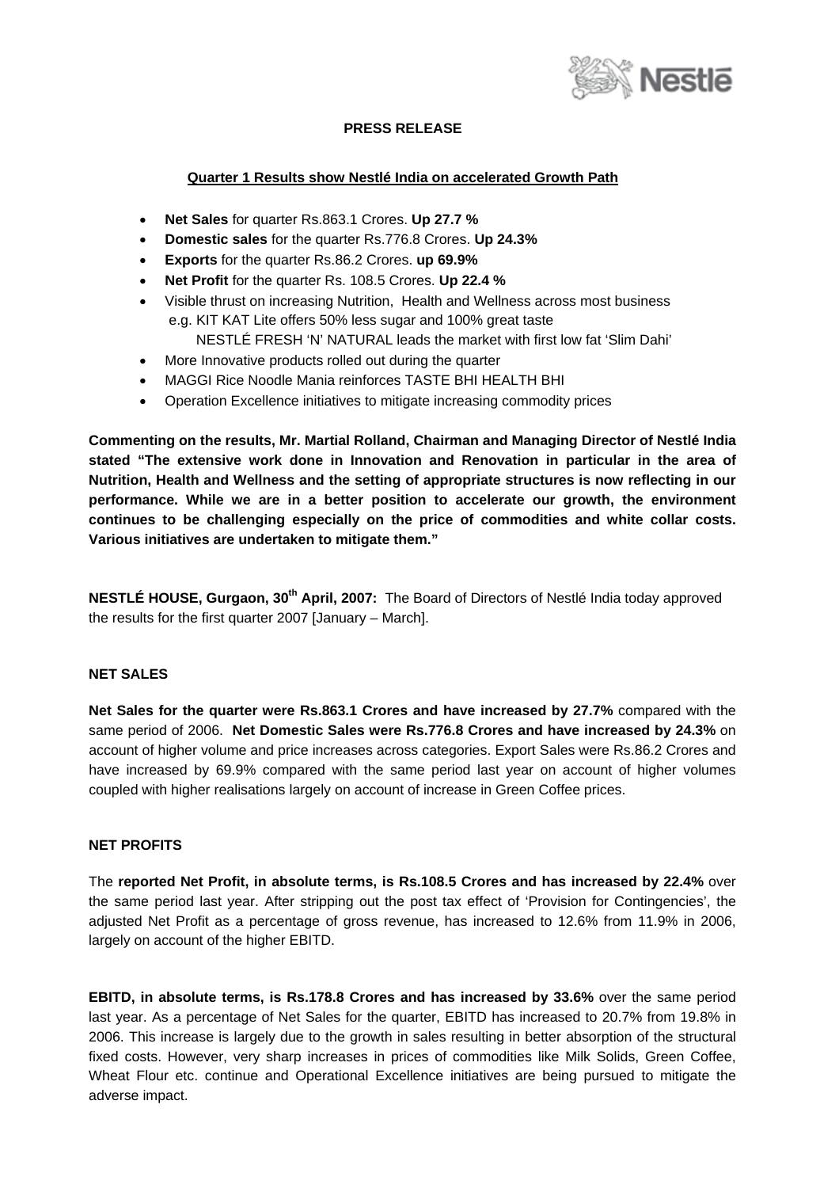**PRESS RELEASE**

**Quarter 1 Results show Nestlé India on accelerated Growth Path**

- **Net Sales** for quarter Rs.863.1 Crores. **Up 27.7 %**
- **Domestic sales** for the quarter Rs.776.8 Crores. **Up 24.3%**
- **Exports** for the quarter Rs.86.2 Crores. **up 69.9%**
- **Net Profit** for the quarter Rs. 108.5 Crores. **Up 22.4 %**
- Visible thrust on increasing Nutrition, Health and Wellness across most business e.g. KIT KAT Lite offers 50% less sugar and 100% great taste
  NESTLÉ FRESH 'N' NATURAL leads the market with first low fat 'Slim Dahi'
- More Innovative products rolled out during the quarter
- MAGGI Rice Noodle Mania reinforces TASTE BHI HEALTH BHI
- Operation Excellence initiatives to mitigate increasing commodity prices

**Commenting on the results, Mr. Martial Rolland, Chairman and Managing Director of Nestlé India stated "The extensive work done in Innovation and Renovation in particular in the area of Nutrition, Health and Wellness and the setting of appropriate structures is now reflecting in our performance. While we are in a better position to accelerate our growth, the environment continues to be challenging especially on the price of commodities and white collar costs. Various initiatives are undertaken to mitigate them."**

**NESTLÉ HOUSE, Gurgaon, 30th April, 2007:** The Board of Directors of Nestlé India today approved the results for the first quarter 2007 [January – March].

**NET SALES**

**Net Sales for the quarter were Rs.863.1 Crores and have increased by 27.7%** compared with the same period of 2006. **Net Domestic Sales were Rs.776.8 Crores and have increased by 24.3%** on account of higher volume and price increases across categories. Export Sales were Rs.86.2 Crores and have increased by 69.9% compared with the same period last year on account of higher volumes coupled with higher realisations largely on account of increase in Green Coffee prices.

**NET PROFITS**

The **reported Net Profit, in absolute terms, is Rs.108.5 Crores and has increased by 22.4%** over the same period last year. After stripping out the post tax effect of 'Provision for Contingencies', the adjusted Net Profit as a percentage of gross revenue, has increased to 12.6% from 11.9% in 2006, largely on account of the higher EBITD.

**EBITD, in absolute terms, is Rs.178.8 Crores and has increased by 33.6%** over the same period last year. As a percentage of Net Sales for the quarter, EBITD has increased to 20.7% from 19.8% in 2006. This increase is largely due to the growth in sales resulting in better absorption of the structural fixed costs. However, very sharp increases in prices of commodities like Milk Solids, Green Coffee, Wheat Flour etc. continue and Operational Excellence initiatives are being pursued to mitigate the adverse impact.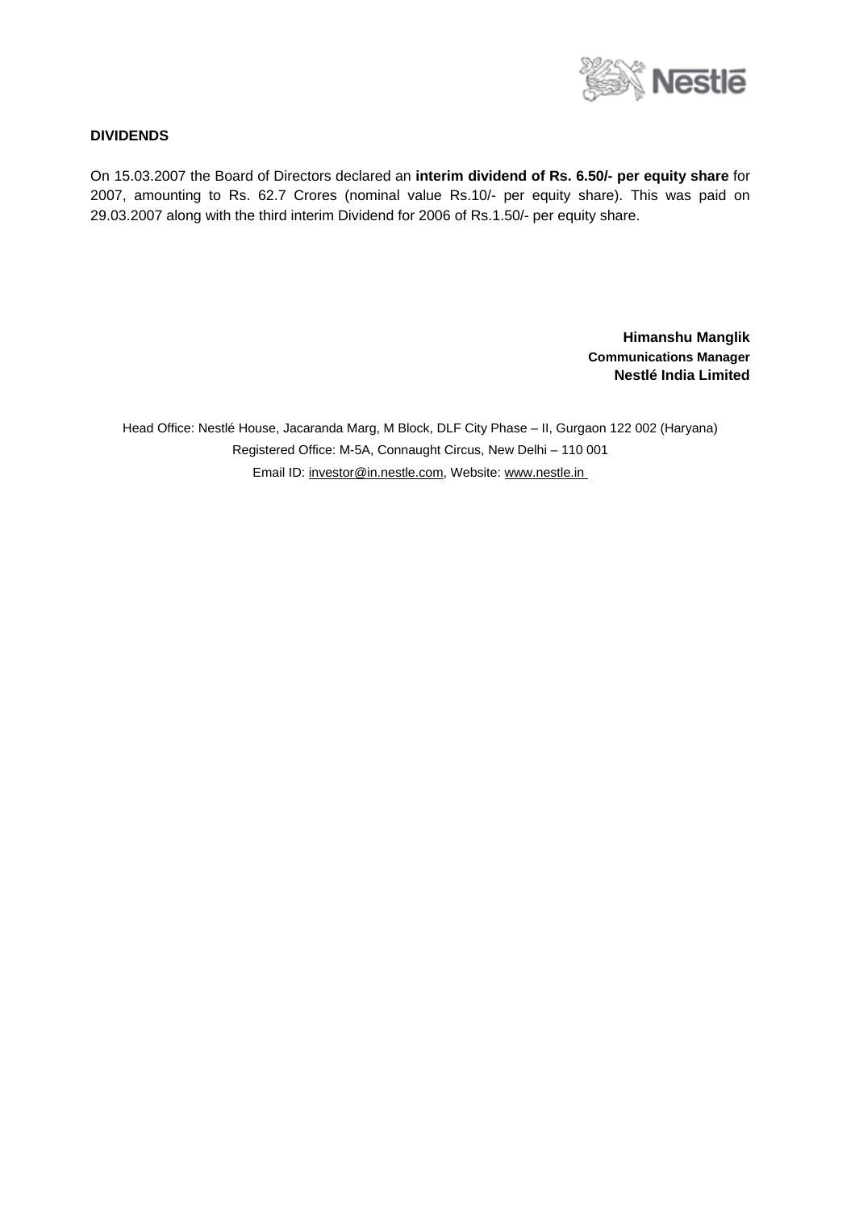## DIVIDENDS

On 15.03.2007 the Board of Directors declared an **interim dividend of Rs. 6.50/- per equity share** for 2007, amounting to Rs. 62.7 Crores (nominal value Rs.10/- per equity share). This was paid on 29.03.2007 along with the third interim Dividend for 2006 of Rs.1.50/- per equity share.

**Himanshu Manglik**
**Communications Manager**
**Nestlé India Limited**

Head Office: Nestlé House, Jacaranda Marg, M Block, DLF City Phase – II, Gurgaon 122 002 (Haryana)
Registered Office: M-5A, Connaught Circus, New Delhi – 110 001
Email ID: investor@in.nestle.com, Website: www.nestle.in